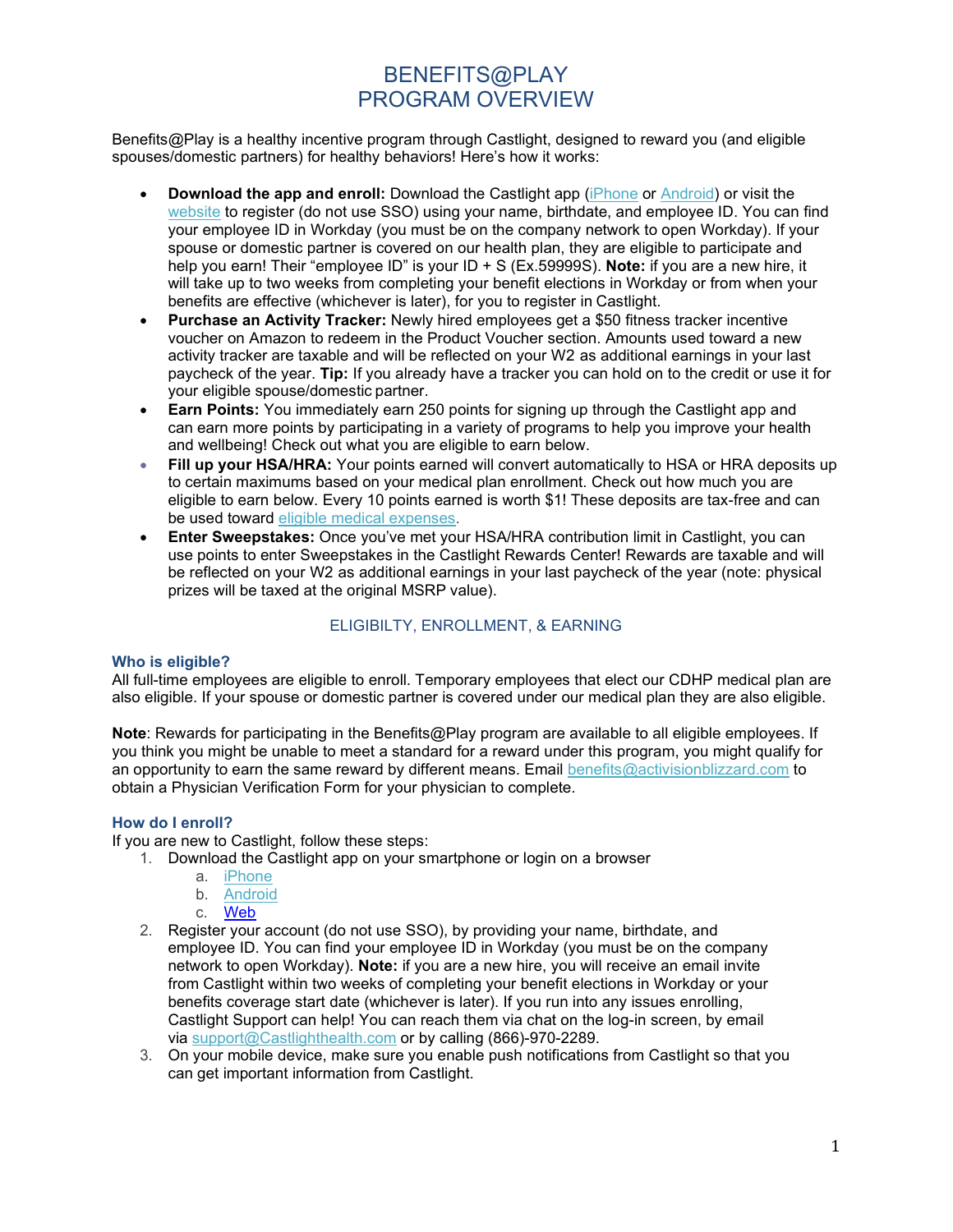# BENEFITS@PLAY PROGRAM OVERVIEW

Benefits@Play is a healthy incentive program through Castlight, designed to reward you (and eligible spouses/domestic partners) for healthy behaviors! Here's how it works:

- **Download the app and enroll:** Download the Castlight app (iPhone or Android) or visit the website to register (do not use SSO) using your name, birthdate, and employee ID. You can find your employee ID in Workday (you must be on the company network to open Workday). If your spouse or domestic partner is covered on our health plan, they are eligible to participate and help you earn! Their "employee ID" is your ID + S (Ex.59999S). **Note:** if you are a new hire, it will take up to two weeks from completing your benefit elections in Workday or from when your benefits are effective (whichever is later), for you to register in Castlight.
- **Purchase an Activity Tracker:** Newly hired employees get a $50 fitness tracker incentive voucher on Amazon to redeem in the Product Voucher section. Amounts used toward a new activity tracker are taxable and will be reflected on your W2 as additional earnings in your last paycheck of the year. **Tip:** If you already have a tracker you can hold on to the credit or use it for your eligible spouse/domestic partner.
- **Earn Points:** You immediately earn 250 points for signing up through the Castlight app and can earn more points by participating in a variety of programs to help you improve your health and wellbeing! Check out what you are eligible to earn below.
- **Fill up your HSA/HRA:** Your points earned will convert automatically to HSA or HRA deposits up to certain maximums based on your medical plan enrollment. Check out how much you are eligible to earn below. Every 10 points earned is worth $1! These deposits are tax-free and can be used toward eligible medical expenses.
- **Enter Sweepstakes:** Once you've met your HSA/HRA contribution limit in Castlight, you can use points to enter Sweepstakes in the Castlight Rewards Center! Rewards are taxable and will be reflected on your W2 as additional earnings in your last paycheck of the year (note: physical prizes will be taxed at the original MSRP value).

## ELIGIBILTY, ENROLLMENT, & EARNING

### Who is eligible?

All full-time employees are eligible to enroll. Temporary employees that elect our CDHP medical plan are also eligible. If your spouse or domestic partner is covered under our medical plan they are also eligible.

**Note**: Rewards for participating in the Benefits@Play program are available to all eligible employees. If you think you might be unable to meet a standard for a reward under this program, you might qualify for an opportunity to earn the same reward by different means. Email benefits@activisionblizzard.com to obtain a Physician Verification Form for your physician to complete.

### How do I enroll?

If you are new to Castlight, follow these steps:

1. Download the Castlight app on your smartphone or login on a browser
   a. iPhone
   b. Android
   c. Web
2. Register your account (do not use SSO), by providing your name, birthdate, and employee ID. You can find your employee ID in Workday (you must be on the company network to open Workday). **Note:** if you are a new hire, you will receive an email invite from Castlight within two weeks of completing your benefit elections in Workday or your benefits coverage start date (whichever is later). If you run into any issues enrolling, Castlight Support can help! You can reach them via chat on the log-in screen, by email via support@Castlighthealth.com or by calling (866)-970-2289.
3. On your mobile device, make sure you enable push notifications from Castlight so that you can get important information from Castlight.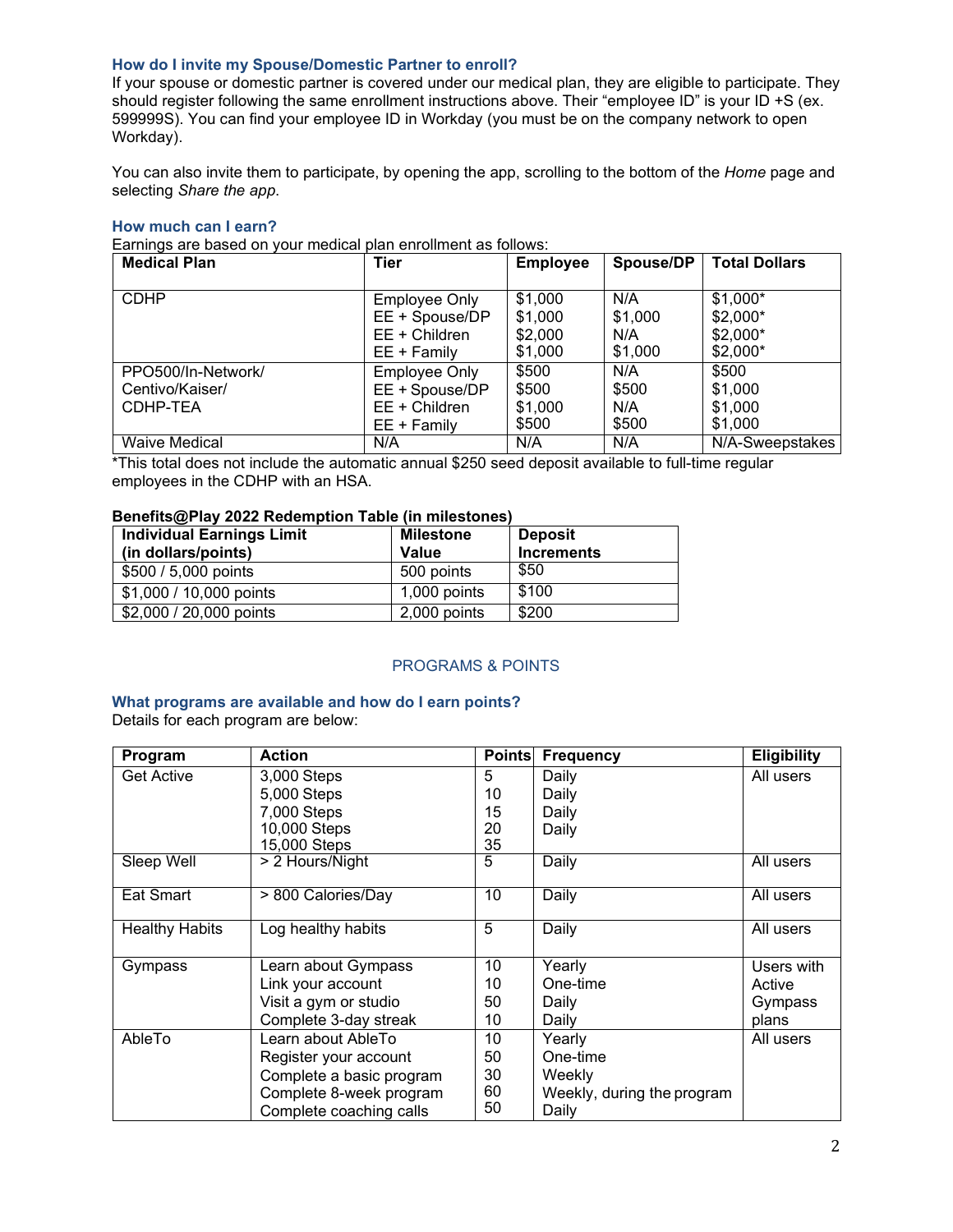### How do I invite my Spouse/Domestic Partner to enroll?

If your spouse or domestic partner is covered under our medical plan, they are eligible to participate. They should register following the same enrollment instructions above. Their "employee ID" is your ID +S (ex. 599999S). You can find your employee ID in Workday (you must be on the company network to open Workday).

You can also invite them to participate, by opening the app, scrolling to the bottom of the *Home* page and selecting *Share the app*.

### How much can I earn?

Earnings are based on your medical plan enrollment as follows:

| Medical Plan | Tier | Employee | Spouse/DP | Total Dollars |
|---|---|---|---|---|
| CDHP | Employee Only<br>EE + Spouse/DP<br>EE + Children<br>EE + Family | $1,000<br>$1,000<br>$2,000<br>$1,000 | N/A<br>$1,000<br>N/A<br>$1,000 | $1,000*<br>$2,000*<br>$2,000*<br>$2,000* |
| PPO500/In-Network/ Centivo/Kaiser/ CDHP-TEA | Employee Only<br>EE + Spouse/DP<br>EE + Children<br>EE + Family | $500<br>$500<br>$1,000<br>$500 | N/A<br>$500<br>N/A<br>$500 | $500<br>$1,000<br>$1,000<br>$1,000 |
| Waive Medical | N/A | N/A | N/A | N/A-Sweepstakes |

*This total does not include the automatic annual $250 seed deposit available to full-time regular employees in the CDHP with an HSA.

**Benefits@Play 2022 Redemption Table (in milestones)**

| Individual Earnings Limit (in dollars/points) | Milestone Value | Deposit Increments |
|---|---|---|
| $500 / 5,000 points | 500 points | $50 |
| $1,000 / 10,000 points | 1,000 points | $100 |
| $2,000 / 20,000 points | 2,000 points | $200 |

## PROGRAMS & POINTS

### What programs are available and how do I earn points?

Details for each program are below:

| Program | Action | Points | Frequency | Eligibility |
|---|---|---|---|---|
| Get Active | 3,000 Steps<br>5,000 Steps<br>7,000 Steps<br>10,000 Steps<br>15,000 Steps | 5<br>10<br>15<br>20<br>35 | Daily<br>Daily<br>Daily<br>Daily | All users |
| Sleep Well | > 2 Hours/Night | 5 | Daily | All users |
| Eat Smart | > 800 Calories/Day | 10 | Daily | All users |
| Healthy Habits | Log healthy habits | 5 | Daily | All users |
| Gympass | Learn about Gympass<br>Link your account<br>Visit a gym or studio<br>Complete 3-day streak | 10<br>10<br>50<br>10 | Yearly<br>One-time<br>Daily<br>Daily | Users with Active Gympass plans |
| AbleTo | Learn about AbleTo<br>Register your account<br>Complete a basic program<br>Complete 8-week program<br>Complete coaching calls | 10<br>50<br>30<br>60<br>50 | Yearly<br>One-time<br>Weekly<br>Weekly, during the program<br>Daily | All users |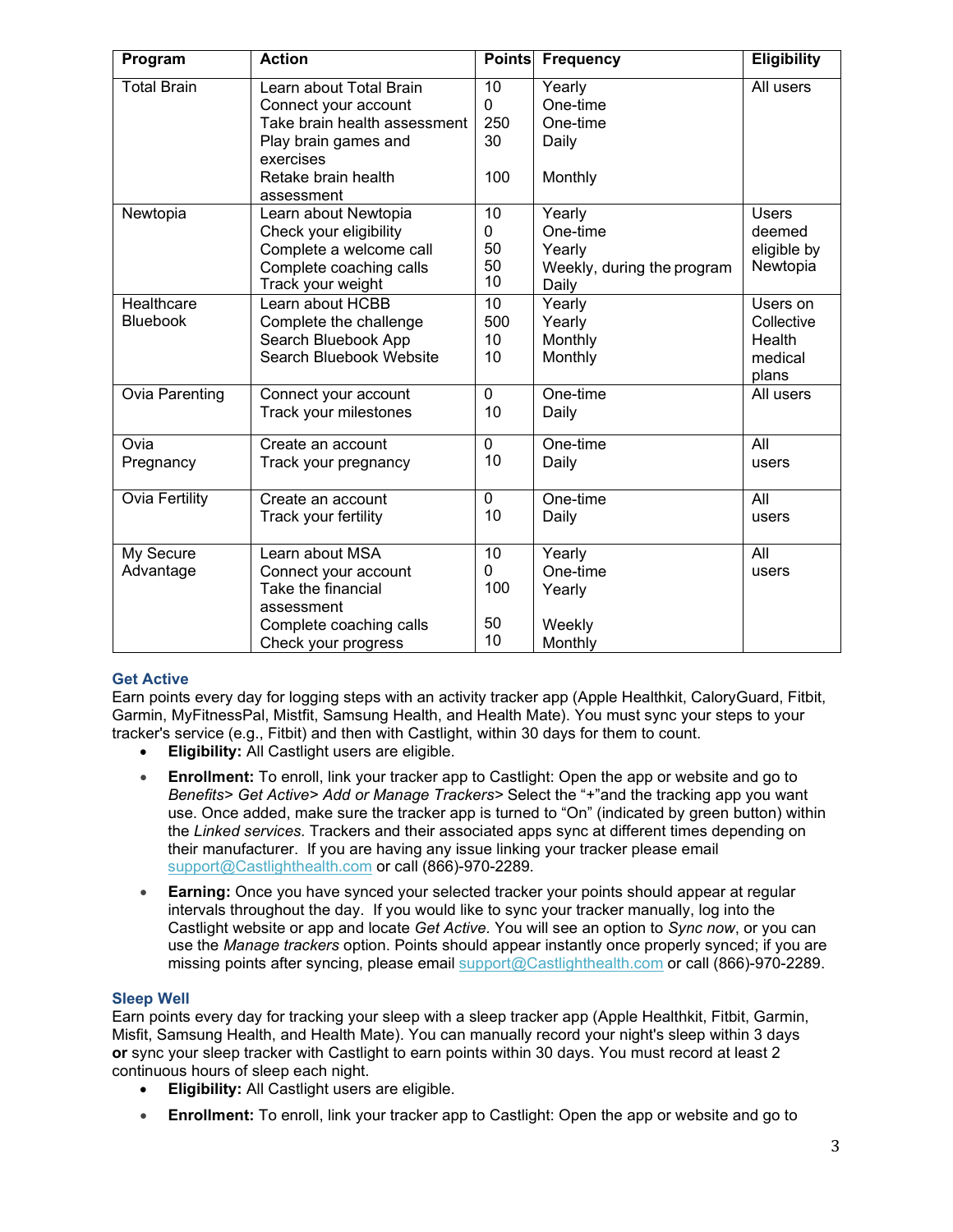| Program | Action | Points | Frequency | Eligibility |
|---|---|---|---|---|
| Total Brain | Learn about Total Brain<br>Connect your account<br>Take brain health assessment<br>Play brain games and exercises<br>Retake brain health assessment | 10<br>0<br>250<br>30<br>100 | Yearly<br>One-time<br>One-time<br>Daily<br>Monthly | All users |
| Newtopia | Learn about Newtopia<br>Check your eligibility<br>Complete a welcome call<br>Complete coaching calls<br>Track your weight | 10<br>0<br>50<br>50<br>10 | Yearly<br>One-time<br>Yearly<br>Weekly, during the program<br>Daily | Users deemed eligible by Newtopia |
| Healthcare Bluebook | Learn about HCBB<br>Complete the challenge<br>Search Bluebook App<br>Search Bluebook Website | 10<br>500<br>10<br>10 | Yearly<br>Yearly<br>Monthly<br>Monthly | Users on Collective Health medical plans |
| Ovia Parenting | Connect your account<br>Track your milestones | 0<br>10 | One-time<br>Daily | All users |
| Ovia Pregnancy | Create an account<br>Track your pregnancy | 0<br>10 | One-time<br>Daily | All users |
| Ovia Fertility | Create an account<br>Track your fertility | 0<br>10 | One-time<br>Daily | All users |
| My Secure Advantage | Learn about MSA<br>Connect your account<br>Take the financial assessment<br>Complete coaching calls<br>Check your progress | 10<br>0<br>100<br>50<br>10 | Yearly<br>One-time<br>Yearly<br>Weekly<br>Monthly | All users |

### Get Active

Earn points every day for logging steps with an activity tracker app (Apple Healthkit, CaloryGuard, Fitbit, Garmin, MyFitnessPal, Mistfit, Samsung Health, and Health Mate). You must sync your steps to your tracker's service (e.g., Fitbit) and then with Castlight, within 30 days for them to count.

- **Eligibility:** All Castlight users are eligible.
- **Enrollment:** To enroll, link your tracker app to Castlight: Open the app or website and go to *Benefits> Get Active> Add or Manage Trackers>* Select the "+"and the tracking app you want use. Once added, make sure the tracker app is turned to "On" (indicated by green button) within the *Linked services*. Trackers and their associated apps sync at different times depending on their manufacturer. If you are having any issue linking your tracker please email support@Castlighthealth.com or call (866)-970-2289.
- **Earning:** Once you have synced your selected tracker your points should appear at regular intervals throughout the day. If you would like to sync your tracker manually, log into the Castlight website or app and locate *Get Active*. You will see an option to *Sync now*, or you can use the *Manage trackers* option. Points should appear instantly once properly synced; if you are missing points after syncing, please email support@Castlighthealth.com or call (866)-970-2289.

### Sleep Well

Earn points every day for tracking your sleep with a sleep tracker app (Apple Healthkit, Fitbit, Garmin, Misfit, Samsung Health, and Health Mate). You can manually record your night's sleep within 3 days **or** sync your sleep tracker with Castlight to earn points within 30 days. You must record at least 2 continuous hours of sleep each night.

- **Eligibility:** All Castlight users are eligible.
- **Enrollment:** To enroll, link your tracker app to Castlight: Open the app or website and go to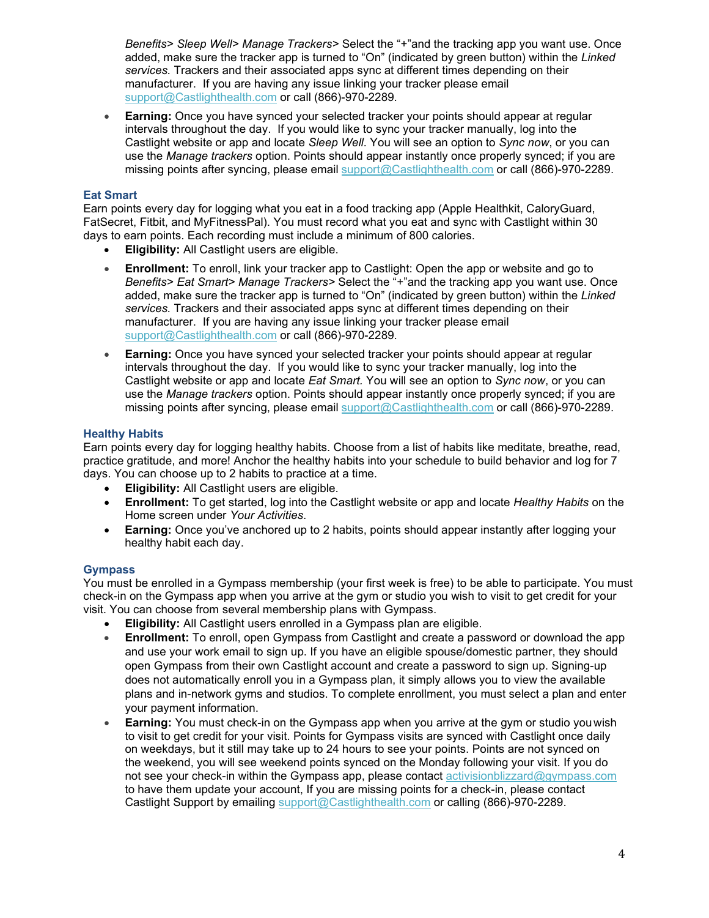*Benefits> Sleep Well> Manage Trackers>* Select the "+"and the tracking app you want use. Once added, make sure the tracker app is turned to "On" (indicated by green button) within the *Linked services.* Trackers and their associated apps sync at different times depending on their manufacturer. If you are having any issue linking your tracker please email support@Castlighthealth.com or call (866)-970-2289.

- **Earning:** Once you have synced your selected tracker your points should appear at regular intervals throughout the day. If you would like to sync your tracker manually, log into the Castlight website or app and locate *Sleep Well*. You will see an option to *Sync now*, or you can use the *Manage trackers* option. Points should appear instantly once properly synced; if you are missing points after syncing, please email support@Castlighthealth.com or call (866)-970-2289.

### Eat Smart

Earn points every day for logging what you eat in a food tracking app (Apple Healthkit, CaloryGuard, FatSecret, Fitbit, and MyFitnessPal). You must record what you eat and sync with Castlight within 30 days to earn points. Each recording must include a minimum of 800 calories.

- **Eligibility:** All Castlight users are eligible.
- **Enrollment:** To enroll, link your tracker app to Castlight: Open the app or website and go to *Benefits> Eat Smart> Manage Trackers>* Select the "+"and the tracking app you want use. Once added, make sure the tracker app is turned to "On" (indicated by green button) within the *Linked services.* Trackers and their associated apps sync at different times depending on their manufacturer. If you are having any issue linking your tracker please email support@Castlighthealth.com or call (866)-970-2289.
- **Earning:** Once you have synced your selected tracker your points should appear at regular intervals throughout the day. If you would like to sync your tracker manually, log into the Castlight website or app and locate *Eat Smart.* You will see an option to *Sync now*, or you can use the *Manage trackers* option. Points should appear instantly once properly synced; if you are missing points after syncing, please email support@Castlighthealth.com or call (866)-970-2289.

### Healthy Habits

Earn points every day for logging healthy habits. Choose from a list of habits like meditate, breathe, read, practice gratitude, and more! Anchor the healthy habits into your schedule to build behavior and log for 7 days. You can choose up to 2 habits to practice at a time.

- **Eligibility:** All Castlight users are eligible.
- **Enrollment:** To get started, log into the Castlight website or app and locate *Healthy Habits* on the Home screen under *Your Activities*.
- **Earning:** Once you've anchored up to 2 habits, points should appear instantly after logging your healthy habit each day.

### Gympass

You must be enrolled in a Gympass membership (your first week is free) to be able to participate. You must check-in on the Gympass app when you arrive at the gym or studio you wish to visit to get credit for your visit. You can choose from several membership plans with Gympass.

- **Eligibility:** All Castlight users enrolled in a Gympass plan are eligible.
- **Enrollment:** To enroll, open Gympass from Castlight and create a password or download the app and use your work email to sign up. If you have an eligible spouse/domestic partner, they should open Gympass from their own Castlight account and create a password to sign up. Signing-up does not automatically enroll you in a Gympass plan, it simply allows you to view the available plans and in-network gyms and studios. To complete enrollment, you must select a plan and enter your payment information.
- **Earning:** You must check-in on the Gympass app when you arrive at the gym or studio you wish to visit to get credit for your visit. Points for Gympass visits are synced with Castlight once daily on weekdays, but it still may take up to 24 hours to see your points. Points are not synced on the weekend, you will see weekend points synced on the Monday following your visit. If you do not see your check-in within the Gympass app, please contact activisionblizzard@gympass.com to have them update your account, If you are missing points for a check-in, please contact Castlight Support by emailing support@Castlighthealth.com or calling (866)-970-2289.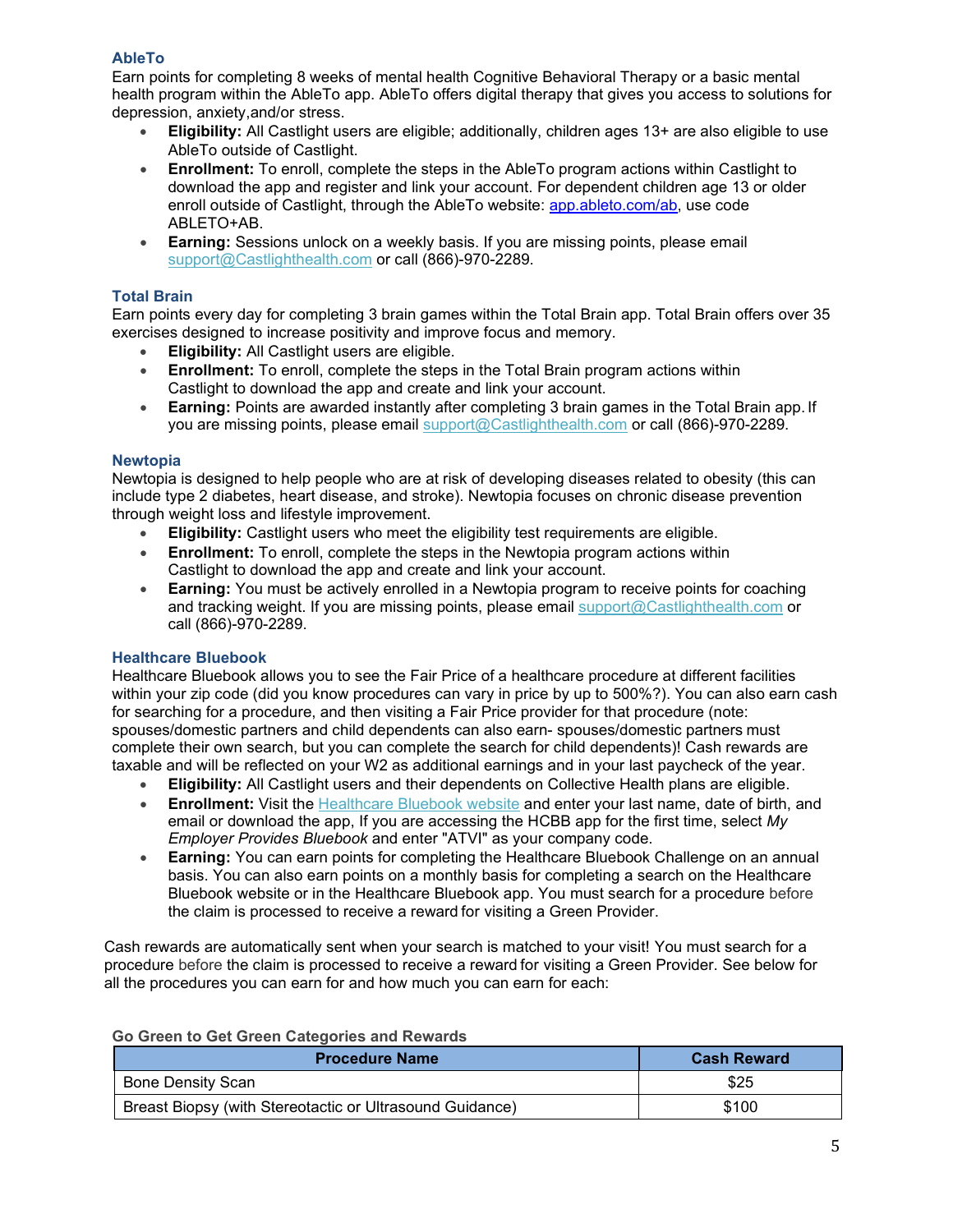### AbleTo

Earn points for completing 8 weeks of mental health Cognitive Behavioral Therapy or a basic mental health program within the AbleTo app. AbleTo offers digital therapy that gives you access to solutions for depression, anxiety,and/or stress.

- **Eligibility:** All Castlight users are eligible; additionally, children ages 13+ are also eligible to use AbleTo outside of Castlight.
- **Enrollment:** To enroll, complete the steps in the AbleTo program actions within Castlight to download the app and register and link your account. For dependent children age 13 or older enroll outside of Castlight, through the AbleTo website: app.ableto.com/ab, use code ABLETO+AB.
- **Earning:** Sessions unlock on a weekly basis. If you are missing points, please email support@Castlighthealth.com or call (866)-970-2289.

### Total Brain

Earn points every day for completing 3 brain games within the Total Brain app. Total Brain offers over 35 exercises designed to increase positivity and improve focus and memory.

- **Eligibility:** All Castlight users are eligible.
- **Enrollment:** To enroll, complete the steps in the Total Brain program actions within Castlight to download the app and create and link your account.
- **Earning:** Points are awarded instantly after completing 3 brain games in the Total Brain app. If you are missing points, please email support@Castlighthealth.com or call (866)-970-2289.

### Newtopia

Newtopia is designed to help people who are at risk of developing diseases related to obesity (this can include type 2 diabetes, heart disease, and stroke). Newtopia focuses on chronic disease prevention through weight loss and lifestyle improvement.

- **Eligibility:** Castlight users who meet the eligibility test requirements are eligible.
- **Enrollment:** To enroll, complete the steps in the Newtopia program actions within Castlight to download the app and create and link your account.
- **Earning:** You must be actively enrolled in a Newtopia program to receive points for coaching and tracking weight. If you are missing points, please email support@Castlighthealth.com or call (866)-970-2289.

### Healthcare Bluebook

Healthcare Bluebook allows you to see the Fair Price of a healthcare procedure at different facilities within your zip code (did you know procedures can vary in price by up to 500%?). You can also earn cash for searching for a procedure, and then visiting a Fair Price provider for that procedure (note: spouses/domestic partners and child dependents can also earn- spouses/domestic partners must complete their own search, but you can complete the search for child dependents)! Cash rewards are taxable and will be reflected on your W2 as additional earnings and in your last paycheck of the year.

- **Eligibility:** All Castlight users and their dependents on Collective Health plans are eligible.
- **Enrollment:** Visit the Healthcare Bluebook website and enter your last name, date of birth, and email or download the app, If you are accessing the HCBB app for the first time, select *My Employer Provides Bluebook* and enter "ATVI" as your company code.
- **Earning:** You can earn points for completing the Healthcare Bluebook Challenge on an annual basis. You can also earn points on a monthly basis for completing a search on the Healthcare Bluebook website or in the Healthcare Bluebook app. You must search for a procedure before the claim is processed to receive a reward for visiting a Green Provider.

Cash rewards are automatically sent when your search is matched to your visit! You must search for a procedure before the claim is processed to receive a reward for visiting a Green Provider. See below for all the procedures you can earn for and how much you can earn for each:

**Go Green to Get Green Categories and Rewards**

| Procedure Name | Cash Reward |
|---|---|
| Bone Density Scan | $25 |
| Breast Biopsy (with Stereotactic or Ultrasound Guidance) | $100 |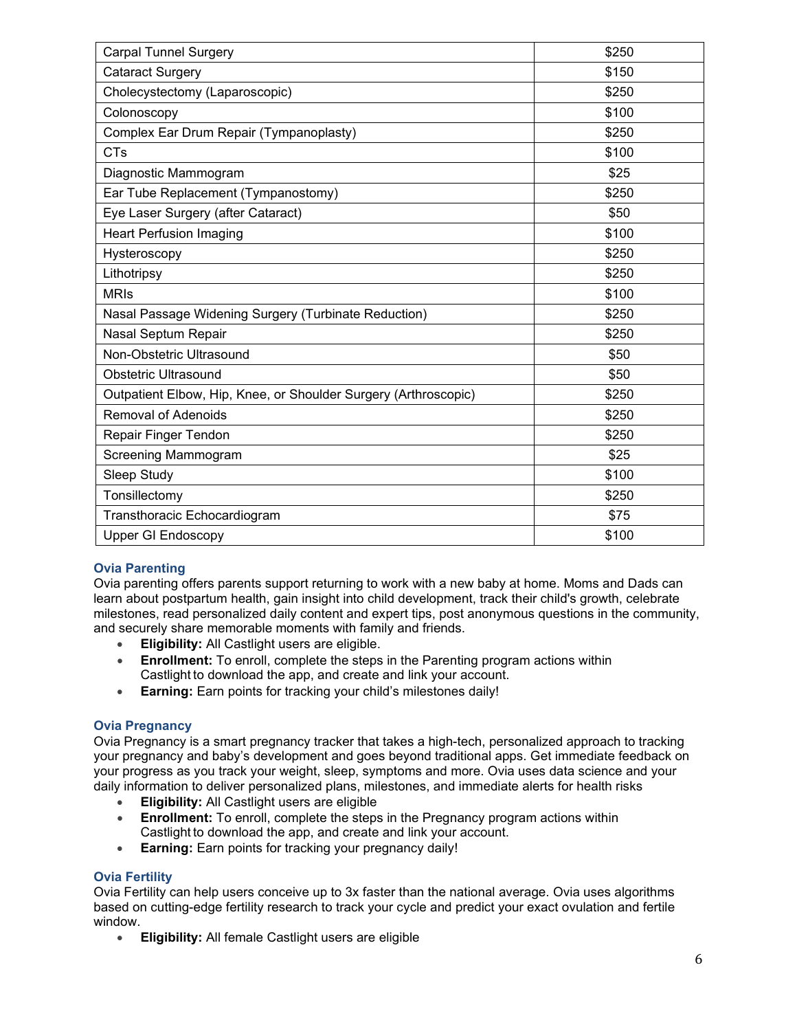| | |
|---|---|
| Carpal Tunnel Surgery | $250 |
| Cataract Surgery | $150 |
| Cholecystectomy (Laparoscopic) | $250 |
| Colonoscopy | $100 |
| Complex Ear Drum Repair (Tympanoplasty) | $250 |
| CTs | $100 |
| Diagnostic Mammogram | $25 |
| Ear Tube Replacement (Tympanostomy) | $250 |
| Eye Laser Surgery (after Cataract) | $50 |
| Heart Perfusion Imaging | $100 |
| Hysteroscopy | $250 |
| Lithotripsy | $250 |
| MRIs | $100 |
| Nasal Passage Widening Surgery (Turbinate Reduction) | $250 |
| Nasal Septum Repair | $250 |
| Non-Obstetric Ultrasound | $50 |
| Obstetric Ultrasound | $50 |
| Outpatient Elbow, Hip, Knee, or Shoulder Surgery (Arthroscopic) | $250 |
| Removal of Adenoids | $250 |
| Repair Finger Tendon | $250 |
| Screening Mammogram | $25 |
| Sleep Study | $100 |
| Tonsillectomy | $250 |
| Transthoracic Echocardiogram | $75 |
| Upper GI Endoscopy | $100 |

### Ovia Parenting

Ovia parenting offers parents support returning to work with a new baby at home. Moms and Dads can learn about postpartum health, gain insight into child development, track their child's growth, celebrate milestones, read personalized daily content and expert tips, post anonymous questions in the community, and securely share memorable moments with family and friends.

- **Eligibility:** All Castlight users are eligible.
- **Enrollment:** To enroll, complete the steps in the Parenting program actions within Castlight to download the app, and create and link your account.
- **Earning:** Earn points for tracking your child's milestones daily!

### Ovia Pregnancy

Ovia Pregnancy is a smart pregnancy tracker that takes a high-tech, personalized approach to tracking your pregnancy and baby's development and goes beyond traditional apps. Get immediate feedback on your progress as you track your weight, sleep, symptoms and more. Ovia uses data science and your daily information to deliver personalized plans, milestones, and immediate alerts for health risks

- **Eligibility:** All Castlight users are eligible
- **Enrollment:** To enroll, complete the steps in the Pregnancy program actions within Castlight to download the app, and create and link your account.
- **Earning:** Earn points for tracking your pregnancy daily!

### Ovia Fertility

Ovia Fertility can help users conceive up to 3x faster than the national average. Ovia uses algorithms based on cutting-edge fertility research to track your cycle and predict your exact ovulation and fertile window.

- **Eligibility:** All female Castlight users are eligible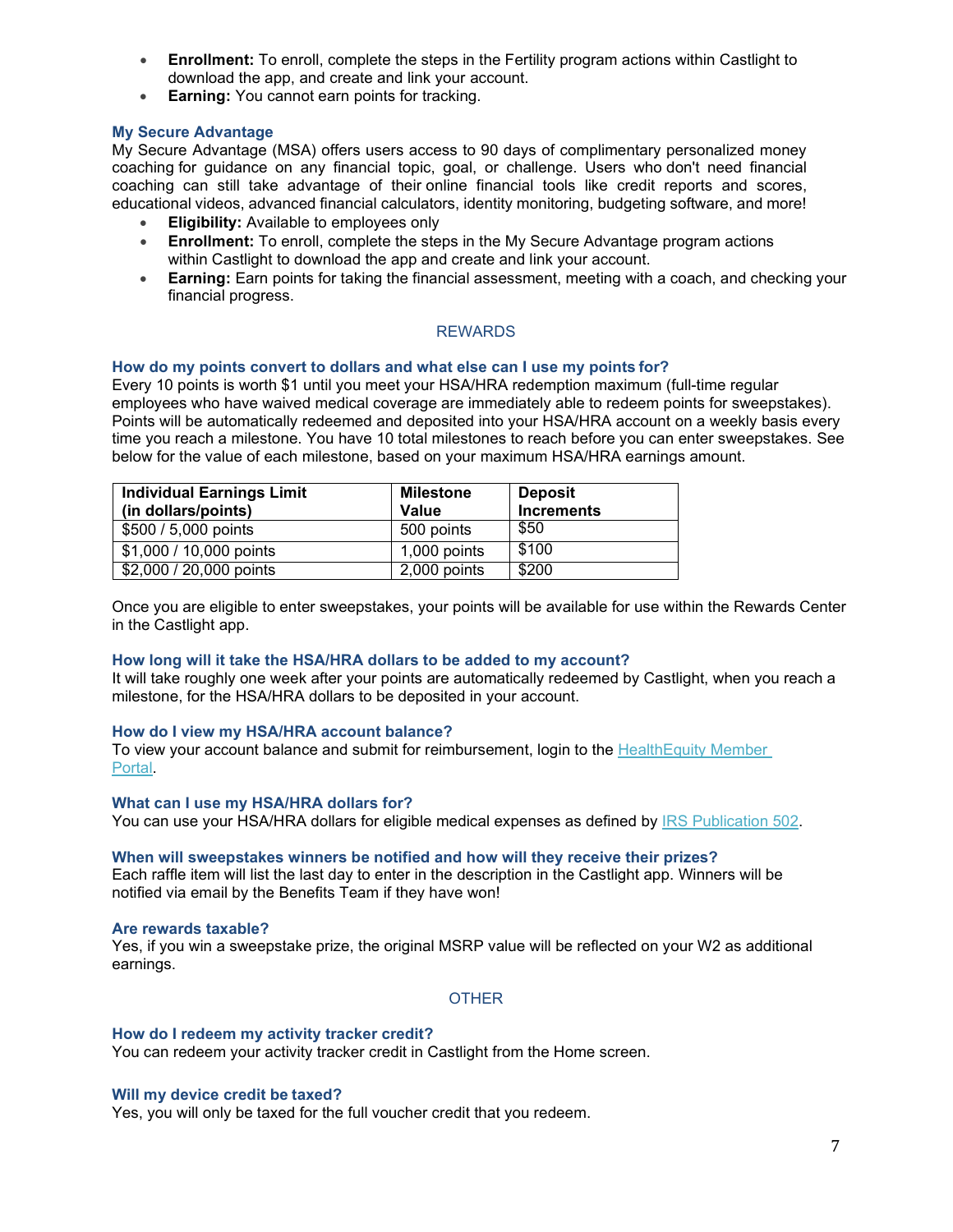- **Enrollment:** To enroll, complete the steps in the Fertility program actions within Castlight to download the app, and create and link your account.
- **Earning:** You cannot earn points for tracking.

### My Secure Advantage

My Secure Advantage (MSA) offers users access to 90 days of complimentary personalized money coaching for guidance on any financial topic, goal, or challenge. Users who don't need financial coaching can still take advantage of their online financial tools like credit reports and scores, educational videos, advanced financial calculators, identity monitoring, budgeting software, and more!

- **Eligibility:** Available to employees only
- **Enrollment:** To enroll, complete the steps in the My Secure Advantage program actions within Castlight to download the app and create and link your account.
- **Earning:** Earn points for taking the financial assessment, meeting with a coach, and checking your financial progress.

## REWARDS

### How do my points convert to dollars and what else can I use my points for?

Every 10 points is worth $1 until you meet your HSA/HRA redemption maximum (full-time regular employees who have waived medical coverage are immediately able to redeem points for sweepstakes). Points will be automatically redeemed and deposited into your HSA/HRA account on a weekly basis every time you reach a milestone. You have 10 total milestones to reach before you can enter sweepstakes. See below for the value of each milestone, based on your maximum HSA/HRA earnings amount.

| Individual Earnings Limit (in dollars/points) | Milestone Value | Deposit Increments |
|---|---|---|
| $500 / 5,000 points | 500 points | $50 |
| $1,000 / 10,000 points | 1,000 points | $100 |
| $2,000 / 20,000 points | 2,000 points | $200 |

Once you are eligible to enter sweepstakes, your points will be available for use within the Rewards Center in the Castlight app.

### How long will it take the HSA/HRA dollars to be added to my account?

It will take roughly one week after your points are automatically redeemed by Castlight, when you reach a milestone, for the HSA/HRA dollars to be deposited in your account.

### How do I view my HSA/HRA account balance?

To view your account balance and submit for reimbursement, login to the HealthEquity Member Portal.

### What can I use my HSA/HRA dollars for?

You can use your HSA/HRA dollars for eligible medical expenses as defined by IRS Publication 502.

### When will sweepstakes winners be notified and how will they receive their prizes?

Each raffle item will list the last day to enter in the description in the Castlight app. Winners will be notified via email by the Benefits Team if they have won!

### Are rewards taxable?

Yes, if you win a sweepstake prize, the original MSRP value will be reflected on your W2 as additional earnings.

## OTHER

### How do I redeem my activity tracker credit?

You can redeem your activity tracker credit in Castlight from the Home screen.

### Will my device credit be taxed?

Yes, you will only be taxed for the full voucher credit that you redeem.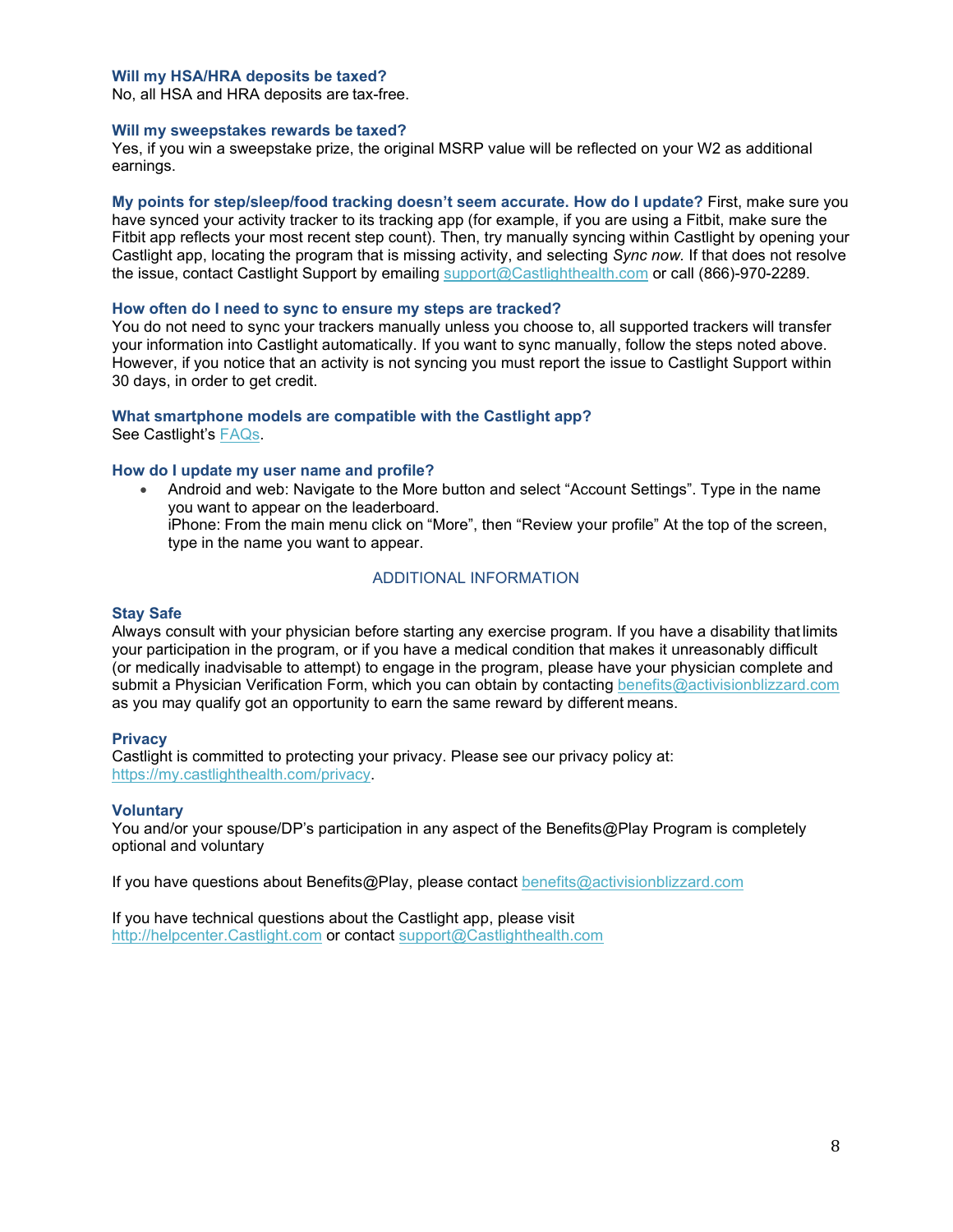**Will my HSA/HRA deposits be taxed?**
No, all HSA and HRA deposits are tax-free.

**Will my sweepstakes rewards be taxed?**
Yes, if you win a sweepstake prize, the original MSRP value will be reflected on your W2 as additional earnings.

**My points for step/sleep/food tracking doesn't seem accurate. How do I update?** First, make sure you have synced your activity tracker to its tracking app (for example, if you are using a Fitbit, make sure the Fitbit app reflects your most recent step count). Then, try manually syncing within Castlight by opening your Castlight app, locating the program that is missing activity, and selecting *Sync now.* If that does not resolve the issue, contact Castlight Support by emailing support@Castlighthealth.com or call (866)-970-2289.

**How often do I need to sync to ensure my steps are tracked?**
You do not need to sync your trackers manually unless you choose to, all supported trackers will transfer your information into Castlight automatically. If you want to sync manually, follow the steps noted above. However, if you notice that an activity is not syncing you must report the issue to Castlight Support within 30 days, in order to get credit.

**What smartphone models are compatible with the Castlight app?**
See Castlight's FAQs.

**How do I update my user name and profile?**

- Android and web: Navigate to the More button and select "Account Settings". Type in the name you want to appear on the leaderboard.
  iPhone: From the main menu click on "More", then "Review your profile" At the top of the screen, type in the name you want to appear.

## ADDITIONAL INFORMATION

**Stay Safe**
Always consult with your physician before starting any exercise program. If you have a disability that limits your participation in the program, or if you have a medical condition that makes it unreasonably difficult (or medically inadvisable to attempt) to engage in the program, please have your physician complete and submit a Physician Verification Form, which you can obtain by contacting benefits@activisionblizzard.com as you may qualify got an opportunity to earn the same reward by different means.

**Privacy**
Castlight is committed to protecting your privacy. Please see our privacy policy at: https://my.castlighthealth.com/privacy.

**Voluntary**
You and/or your spouse/DP's participation in any aspect of the Benefits@Play Program is completely optional and voluntary

If you have questions about Benefits@Play, please contact benefits@activisionblizzard.com

If you have technical questions about the Castlight app, please visit http://helpcenter.Castlight.com or contact support@Castlighthealth.com